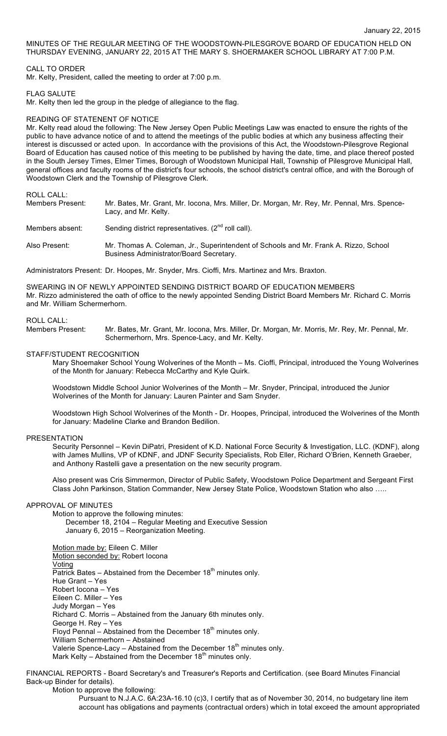January 22, 2015

MINUTES OF THE REGULAR MEETING OF THE WOODSTOWN-PILESGROVE BOARD OF EDUCATION HELD ON THURSDAY EVENING, JANUARY 22, 2015 AT THE MARY S. SHOERMAKER SCHOOL LIBRARY AT 7:00 P.M.

CALL TO ORDER

Mr. Kelty, President, called the meeting to order at 7:00 p.m.

FLAG SALUTE

Mr. Kelty then led the group in the pledge of allegiance to the flag.

READING OF STATENENT OF NOTICE

Mr. Kelty read aloud the following: The New Jersey Open Public Meetings Law was enacted to ensure the rights of the public to have advance notice of and to attend the meetings of the public bodies at which any business affecting their interest is discussed or acted upon. In accordance with the provisions of this Act, the Woodstown-Pilesgrove Regional Board of Education has caused notice of this meeting to be published by having the date, time, and place thereof posted in the South Jersey Times, Elmer Times, Borough of Woodstown Municipal Hall, Township of Pilesgrove Municipal Hall, general offices and faculty rooms of the district's four schools, the school district's central office, and with the Borough of Woodstown Clerk and the Township of Pilesgrove Clerk.

ROLL CALL:

| | |
|---|---|
| Members Present: | Mr. Bates, Mr. Grant, Mr. Iocona, Mrs. Miller, Dr. Morgan, Mr. Rey, Mr. Pennal, Mrs. Spence-Lacy, and Mr. Kelty. |
| Members absent: | Sending district representatives. (2nd roll call). |
| Also Present: | Mr. Thomas A. Coleman, Jr., Superintendent of Schools and Mr. Frank A. Rizzo, School Business Administrator/Board Secretary. |

Administrators Present: Dr. Hoopes, Mr. Snyder, Mrs. Cioffi, Mrs. Martinez and Mrs. Braxton.

SWEARING IN OF NEWLY APPOINTED SENDING DISTRICT BOARD OF EDUCATION MEMBERS

Mr. Rizzo administered the oath of office to the newly appointed Sending District Board Members Mr. Richard C. Morris and Mr. William Schermerhorn.

ROLL CALL:

| | |
|---|---|
| Members Present: | Mr. Bates, Mr. Grant, Mr. Iocona, Mrs. Miller, Dr. Morgan, Mr. Morris, Mr. Rey, Mr. Pennal, Mr. Schermerhorn, Mrs. Spence-Lacy, and Mr. Kelty. |

STAFF/STUDENT RECOGNITION

Mary Shoemaker School Young Wolverines of the Month – Ms. Cioffi, Principal, introduced the Young Wolverines of the Month for January: Rebecca McCarthy and Kyle Quirk.

Woodstown Middle School Junior Wolverines of the Month – Mr. Snyder, Principal, introduced the Junior Wolverines of the Month for January: Lauren Painter and Sam Snyder.

Woodstown High School Wolverines of the Month - Dr. Hoopes, Principal, introduced the Wolverines of the Month for January: Madeline Clarke and Brandon Bedilion.

PRESENTATION

Security Personnel – Kevin DiPatri, President of K.D. National Force Security & Investigation, LLC. (KDNF), along with James Mullins, VP of KDNF, and JDNF Security Specialists, Rob Eller, Richard O'Brien, Kenneth Graeber, and Anthony Rastelli gave a presentation on the new security program.

Also present was Cris Simmermon, Director of Public Safety, Woodstown Police Department and Sergeant First Class John Parkinson, Station Commander, New Jersey State Police, Woodstown Station who also …..

APPROVAL OF MINUTES

Motion to approve the following minutes:

December 18, 2104 – Regular Meeting and Executive Session
January 6, 2015 – Reorganization Meeting.

Motion made by: Eileen C. Miller
Motion seconded by: Robert Iocona
Voting
Patrick Bates – Abstained from the December 18th minutes only.
Hue Grant – Yes
Robert Iocona – Yes
Eileen C. Miller – Yes
Judy Morgan – Yes
Richard C. Morris – Abstained from the January 6th minutes only.
George H. Rey – Yes
Floyd Pennal – Abstained from the December 18th minutes only.
William Schermerhorn – Abstained
Valerie Spence-Lacy – Abstained from the December 18th minutes only.
Mark Kelty – Abstained from the December 18th minutes only.

FINANCIAL REPORTS - Board Secretary's and Treasurer's Reports and Certification. (see Board Minutes Financial Back-up Binder for details).

Motion to approve the following:

Pursuant to N.J.A.C. 6A:23A-16.10 (c)3, I certify that as of November 30, 2014, no budgetary line item account has obligations and payments (contractual orders) which in total exceed the amount appropriated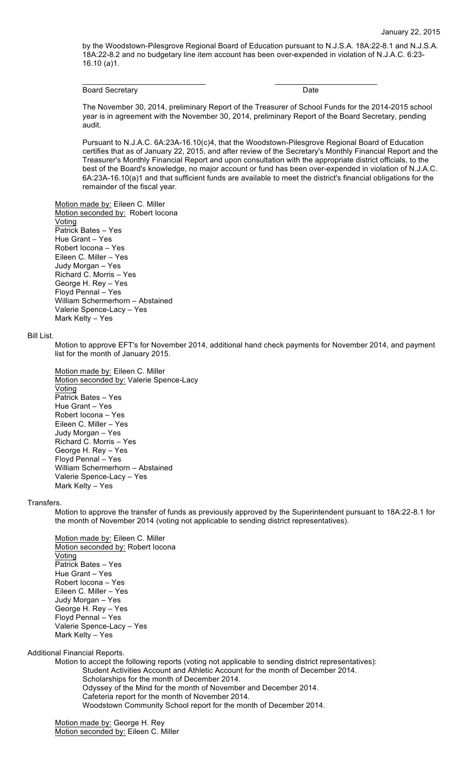by the Woodstown-Pilesgrove Regional Board of Education pursuant to N.J.S.A. 18A:22-8.1 and N.J.S.A. 18A:22-8.2 and no budgetary line item account has been over-expended in violation of N.J.A.C. 6:23-16.10 (a)1.

_____________________________ _______________________

Board Secretary Date

The November 30, 2014, preliminary Report of the Treasurer of School Funds for the 2014-2015 school year is in agreement with the November 30, 2014, preliminary Report of the Board Secretary, pending audit.

Pursuant to N.J.A.C. 6A:23A-16.10(c)4, that the Woodstown-Pilesgrove Regional Board of Education certifies that as of January 22, 2015, and after review of the Secretary's Monthly Financial Report and the Treasurer's Monthly Financial Report and upon consultation with the appropriate district officials, to the best of the Board's knowledge, no major account or fund has been over-expended in violation of N.J.A.C. 6A:23A-16.10(a)1 and that sufficient funds are available to meet the district's financial obligations for the remainder of the fiscal year.

Motion made by: Eileen C. Miller
Motion seconded by: Robert Iocona
Voting
Patrick Bates – Yes
Hue Grant – Yes
Robert Iocona – Yes
Eileen C. Miller – Yes
Judy Morgan – Yes
Richard C. Morris – Yes
George H. Rey – Yes
Floyd Pennal – Yes
William Schermerhorn – Abstained
Valerie Spence-Lacy – Yes
Mark Kelty – Yes

Bill List.

Motion to approve EFT's for November 2014, additional hand check payments for November 2014, and payment list for the month of January 2015.

Motion made by: Eileen C. Miller
Motion seconded by: Valerie Spence-Lacy
Voting
Patrick Bates – Yes
Hue Grant – Yes
Robert Iocona – Yes
Eileen C. Miller – Yes
Judy Morgan – Yes
Richard C. Morris – Yes
George H. Rey – Yes
Floyd Pennal – Yes
William Schermerhorn – Abstained
Valerie Spence-Lacy – Yes
Mark Kelty – Yes

Transfers.

Motion to approve the transfer of funds as previously approved by the Superintendent pursuant to 18A:22-8.1 for the month of November 2014 (voting not applicable to sending district representatives).

Motion made by: Eileen C. Miller
Motion seconded by: Robert Iocona
Voting
Patrick Bates – Yes
Hue Grant – Yes
Robert Iocona – Yes
Eileen C. Miller – Yes
Judy Morgan – Yes
George H. Rey – Yes
Floyd Pennal – Yes
Valerie Spence-Lacy – Yes
Mark Kelty – Yes

Additional Financial Reports.

Motion to accept the following reports (voting not applicable to sending district representatives):
- Student Activities Account and Athletic Account for the month of December 2014.
- Scholarships for the month of December 2014.
- Odyssey of the Mind for the month of November and December 2014.
- Cafeteria report for the month of November 2014.
- Woodstown Community School report for the month of December 2014.

Motion made by: George H. Rey
Motion seconded by: Eileen C. Miller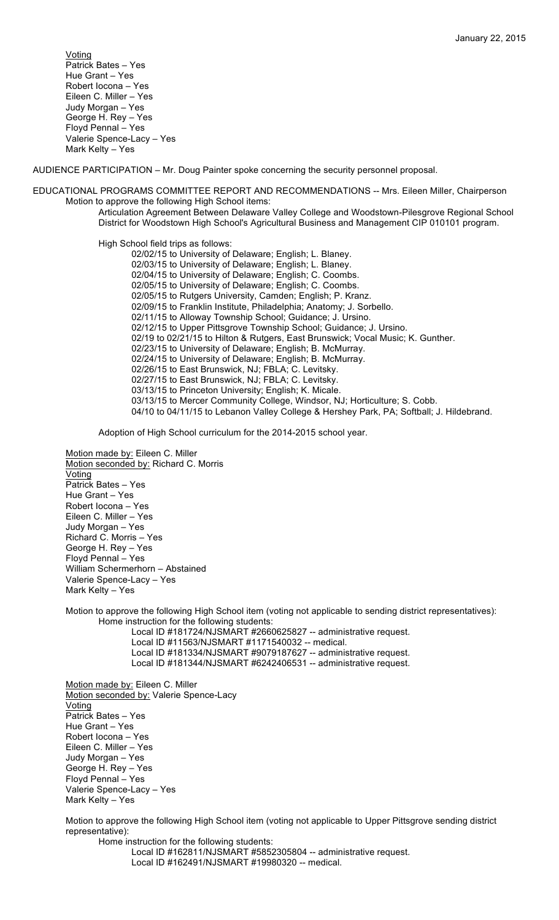Voting
Patrick Bates – Yes
Hue Grant – Yes
Robert Iocona – Yes
Eileen C. Miller – Yes
Judy Morgan – Yes
George H. Rey – Yes
Floyd Pennal – Yes
Valerie Spence-Lacy – Yes
Mark Kelty – Yes

AUDIENCE PARTICIPATION – Mr. Doug Painter spoke concerning the security personnel proposal.

EDUCATIONAL PROGRAMS COMMITTEE REPORT AND RECOMMENDATIONS -- Mrs. Eileen Miller, Chairperson

Motion to approve the following High School items:

Articulation Agreement Between Delaware Valley College and Woodstown-Pilesgrove Regional School District for Woodstown High School's Agricultural Business and Management CIP 010101 program.

High School field trips as follows:

02/02/15 to University of Delaware; English; L. Blaney.
02/03/15 to University of Delaware; English; L. Blaney.
02/04/15 to University of Delaware; English; C. Coombs.
02/05/15 to University of Delaware; English; C. Coombs.
02/05/15 to Rutgers University, Camden; English; P. Kranz.
02/09/15 to Franklin Institute, Philadelphia; Anatomy; J. Sorbello.
02/11/15 to Alloway Township School; Guidance; J. Ursino.
02/12/15 to Upper Pittsgrove Township School; Guidance; J. Ursino.
02/19 to 02/21/15 to Hilton & Rutgers, East Brunswick; Vocal Music; K. Gunther.
02/23/15 to University of Delaware; English; B. McMurray.
02/24/15 to University of Delaware; English; B. McMurray.
02/26/15 to East Brunswick, NJ; FBLA; C. Levitsky.
02/27/15 to East Brunswick, NJ; FBLA; C. Levitsky.
03/13/15 to Princeton University; English; K. Micale.
03/13/15 to Mercer Community College, Windsor, NJ; Horticulture; S. Cobb.
04/10 to 04/11/15 to Lebanon Valley College & Hershey Park, PA; Softball; J. Hildebrand.

Adoption of High School curriculum for the 2014-2015 school year.

Motion made by: Eileen C. Miller
Motion seconded by: Richard C. Morris
Voting
Patrick Bates – Yes
Hue Grant – Yes
Robert Iocona – Yes
Eileen C. Miller – Yes
Judy Morgan – Yes
Richard C. Morris – Yes
George H. Rey – Yes
Floyd Pennal – Yes
William Schermerhorn – Abstained
Valerie Spence-Lacy – Yes
Mark Kelty – Yes

Motion to approve the following High School item (voting not applicable to sending district representatives):

Home instruction for the following students:

Local ID #181724/NJSMART #2660625827 -- administrative request.
Local ID #11563/NJSMART #1171540032 -- medical.
Local ID #181334/NJSMART #9079187627 -- administrative request.
Local ID #181344/NJSMART #6242406531 -- administrative request.

Motion made by: Eileen C. Miller
Motion seconded by: Valerie Spence-Lacy
Voting
Patrick Bates – Yes
Hue Grant – Yes
Robert Iocona – Yes
Eileen C. Miller – Yes
Judy Morgan – Yes
George H. Rey – Yes
Floyd Pennal – Yes
Valerie Spence-Lacy – Yes
Mark Kelty – Yes

Motion to approve the following High School item (voting not applicable to Upper Pittsgrove sending district representative):

Home instruction for the following students:

Local ID #162811/NJSMART #5852305804 -- administrative request.
Local ID #162491/NJSMART #19980320 -- medical.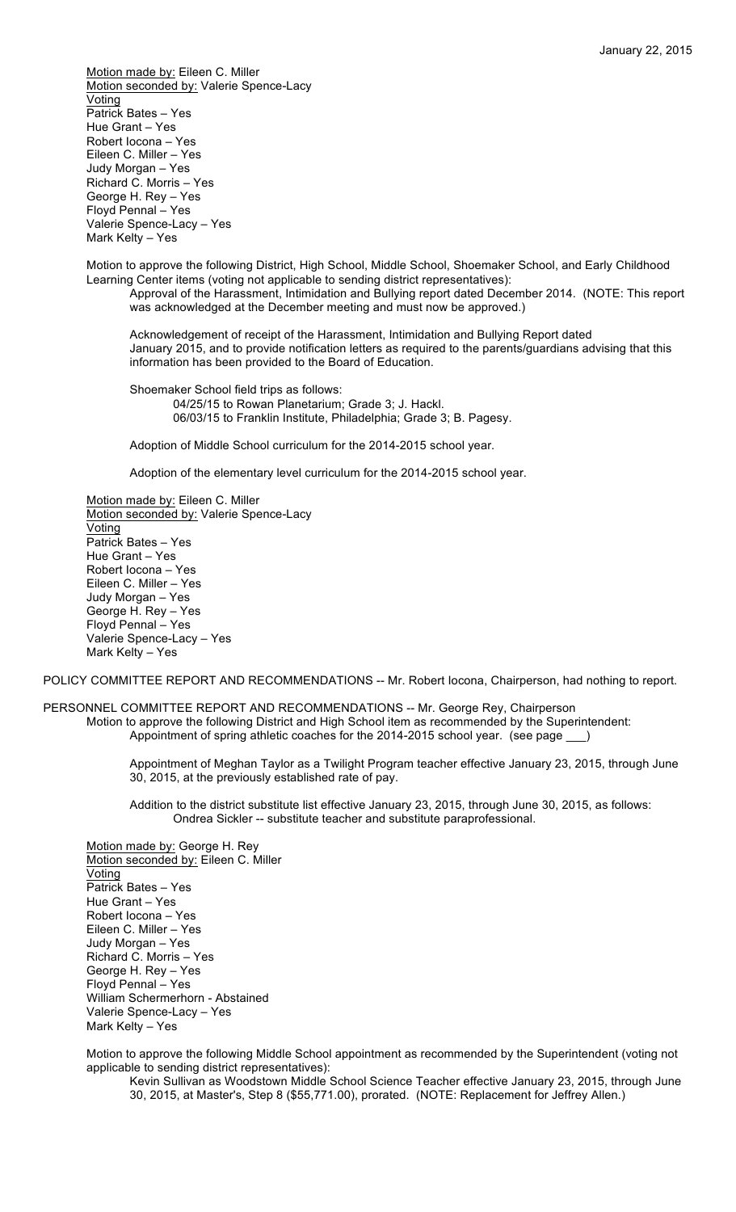Motion made by: Eileen C. Miller
Motion seconded by: Valerie Spence-Lacy
Voting
Patrick Bates – Yes
Hue Grant – Yes
Robert Iocona – Yes
Eileen C. Miller – Yes
Judy Morgan – Yes
Richard C. Morris – Yes
George H. Rey – Yes
Floyd Pennal – Yes
Valerie Spence-Lacy – Yes
Mark Kelty – Yes

Motion to approve the following District, High School, Middle School, Shoemaker School, and Early Childhood Learning Center items (voting not applicable to sending district representatives):

Approval of the Harassment, Intimidation and Bullying report dated December 2014. (NOTE: This report was acknowledged at the December meeting and must now be approved.)

Acknowledgement of receipt of the Harassment, Intimidation and Bullying Report dated January 2015, and to provide notification letters as required to the parents/guardians advising that this information has been provided to the Board of Education.

Shoemaker School field trips as follows:

04/25/15 to Rowan Planetarium; Grade 3; J. Hackl.
06/03/15 to Franklin Institute, Philadelphia; Grade 3; B. Pagesy.

Adoption of Middle School curriculum for the 2014-2015 school year.

Adoption of the elementary level curriculum for the 2014-2015 school year.

Motion made by: Eileen C. Miller
Motion seconded by: Valerie Spence-Lacy
Voting
Patrick Bates – Yes
Hue Grant – Yes
Robert Iocona – Yes
Eileen C. Miller – Yes
Judy Morgan – Yes
George H. Rey – Yes
Floyd Pennal – Yes
Valerie Spence-Lacy – Yes
Mark Kelty – Yes

POLICY COMMITTEE REPORT AND RECOMMENDATIONS -- Mr. Robert Iocona, Chairperson, had nothing to report.

PERSONNEL COMMITTEE REPORT AND RECOMMENDATIONS -- Mr. George Rey, Chairperson

Motion to approve the following District and High School item as recommended by the Superintendent:

Appointment of spring athletic coaches for the 2014-2015 school year. (see page ___)

Appointment of Meghan Taylor as a Twilight Program teacher effective January 23, 2015, through June 30, 2015, at the previously established rate of pay.

Addition to the district substitute list effective January 23, 2015, through June 30, 2015, as follows:

Ondrea Sickler -- substitute teacher and substitute paraprofessional.

Motion made by: George H. Rey
Motion seconded by: Eileen C. Miller
Voting
Patrick Bates – Yes
Hue Grant – Yes
Robert Iocona – Yes
Eileen C. Miller – Yes
Judy Morgan – Yes
Richard C. Morris – Yes
George H. Rey – Yes
Floyd Pennal – Yes
William Schermerhorn - Abstained
Valerie Spence-Lacy – Yes
Mark Kelty – Yes

Motion to approve the following Middle School appointment as recommended by the Superintendent (voting not applicable to sending district representatives):

Kevin Sullivan as Woodstown Middle School Science Teacher effective January 23, 2015, through June 30, 2015, at Master's, Step 8 ($55,771.00), prorated. (NOTE: Replacement for Jeffrey Allen.)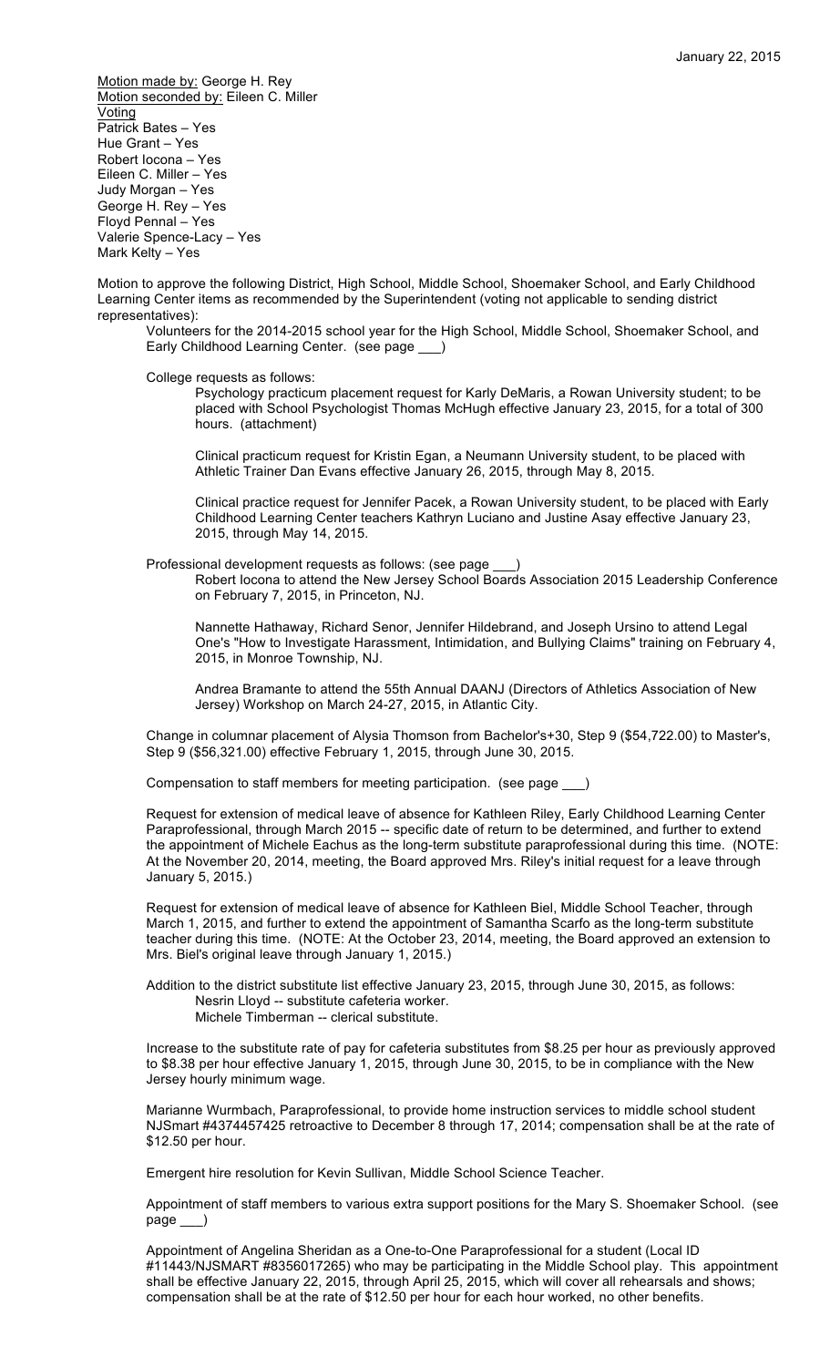January 22, 2015

Motion made by: George H. Rey
Motion seconded by: Eileen C. Miller
Voting
Patrick Bates – Yes
Hue Grant – Yes
Robert Iocona – Yes
Eileen C. Miller – Yes
Judy Morgan – Yes
George H. Rey – Yes
Floyd Pennal – Yes
Valerie Spence-Lacy – Yes
Mark Kelty – Yes

Motion to approve the following District, High School, Middle School, Shoemaker School, and Early Childhood Learning Center items as recommended by the Superintendent (voting not applicable to sending district representatives):

Volunteers for the 2014-2015 school year for the High School, Middle School, Shoemaker School, and Early Childhood Learning Center. (see page ___)

College requests as follows:

Psychology practicum placement request for Karly DeMaris, a Rowan University student; to be placed with School Psychologist Thomas McHugh effective January 23, 2015, for a total of 300 hours. (attachment)

Clinical practicum request for Kristin Egan, a Neumann University student, to be placed with Athletic Trainer Dan Evans effective January 26, 2015, through May 8, 2015.

Clinical practice request for Jennifer Pacek, a Rowan University student, to be placed with Early Childhood Learning Center teachers Kathryn Luciano and Justine Asay effective January 23, 2015, through May 14, 2015.

Professional development requests as follows: (see page ___)

Robert Iocona to attend the New Jersey School Boards Association 2015 Leadership Conference on February 7, 2015, in Princeton, NJ.

Nannette Hathaway, Richard Senor, Jennifer Hildebrand, and Joseph Ursino to attend Legal One's "How to Investigate Harassment, Intimidation, and Bullying Claims" training on February 4, 2015, in Monroe Township, NJ.

Andrea Bramante to attend the 55th Annual DAANJ (Directors of Athletics Association of New Jersey) Workshop on March 24-27, 2015, in Atlantic City.

Change in columnar placement of Alysia Thomson from Bachelor's+30, Step 9 ($54,722.00) to Master's, Step 9 ($56,321.00) effective February 1, 2015, through June 30, 2015.

Compensation to staff members for meeting participation. (see page ___)

Request for extension of medical leave of absence for Kathleen Riley, Early Childhood Learning Center Paraprofessional, through March 2015 -- specific date of return to be determined, and further to extend the appointment of Michele Eachus as the long-term substitute paraprofessional during this time. (NOTE: At the November 20, 2014, meeting, the Board approved Mrs. Riley's initial request for a leave through January 5, 2015.)

Request for extension of medical leave of absence for Kathleen Biel, Middle School Teacher, through March 1, 2015, and further to extend the appointment of Samantha Scarfo as the long-term substitute teacher during this time. (NOTE: At the October 23, 2014, meeting, the Board approved an extension to Mrs. Biel's original leave through January 1, 2015.)

Addition to the district substitute list effective January 23, 2015, through June 30, 2015, as follows:

Nesrin Lloyd -- substitute cafeteria worker.
Michele Timberman -- clerical substitute.

Increase to the substitute rate of pay for cafeteria substitutes from $8.25 per hour as previously approved to $8.38 per hour effective January 1, 2015, through June 30, 2015, to be in compliance with the New Jersey hourly minimum wage.

Marianne Wurmbach, Paraprofessional, to provide home instruction services to middle school student NJSmart #4374457425 retroactive to December 8 through 17, 2014; compensation shall be at the rate of $12.50 per hour.

Emergent hire resolution for Kevin Sullivan, Middle School Science Teacher.

Appointment of staff members to various extra support positions for the Mary S. Shoemaker School. (see page ___)

Appointment of Angelina Sheridan as a One-to-One Paraprofessional for a student (Local ID #11443/NJSMART #8356017265) who may be participating in the Middle School play. This appointment shall be effective January 22, 2015, through April 25, 2015, which will cover all rehearsals and shows; compensation shall be at the rate of $12.50 per hour for each hour worked, no other benefits.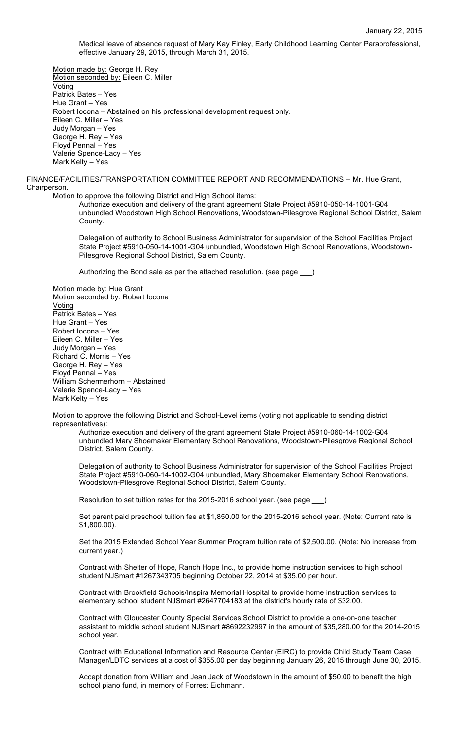Medical leave of absence request of Mary Kay Finley, Early Childhood Learning Center Paraprofessional, effective January 29, 2015, through March 31, 2015.

Motion made by: George H. Rey
Motion seconded by: Eileen C. Miller
Voting
Patrick Bates – Yes
Hue Grant – Yes
Robert Iocona – Abstained on his professional development request only.
Eileen C. Miller – Yes
Judy Morgan – Yes
George H. Rey – Yes
Floyd Pennal – Yes
Valerie Spence-Lacy – Yes
Mark Kelty – Yes

FINANCE/FACILITIES/TRANSPORTATION COMMITTEE REPORT AND RECOMMENDATIONS -- Mr. Hue Grant, Chairperson.

Motion to approve the following District and High School items:

Authorize execution and delivery of the grant agreement State Project #5910-050-14-1001-G04 unbundled Woodstown High School Renovations, Woodstown-Pilesgrove Regional School District, Salem County.

Delegation of authority to School Business Administrator for supervision of the School Facilities Project State Project #5910-050-14-1001-G04 unbundled, Woodstown High School Renovations, Woodstown-Pilesgrove Regional School District, Salem County.

Authorizing the Bond sale as per the attached resolution. (see page ___)

Motion made by: Hue Grant
Motion seconded by: Robert Iocona
Voting
Patrick Bates – Yes
Hue Grant – Yes
Robert Iocona – Yes
Eileen C. Miller – Yes
Judy Morgan – Yes
Richard C. Morris – Yes
George H. Rey – Yes
Floyd Pennal – Yes
William Schermerhorn – Abstained
Valerie Spence-Lacy – Yes
Mark Kelty – Yes

Motion to approve the following District and School-Level items (voting not applicable to sending district representatives):

Authorize execution and delivery of the grant agreement State Project #5910-060-14-1002-G04 unbundled Mary Shoemaker Elementary School Renovations, Woodstown-Pilesgrove Regional School District, Salem County.

Delegation of authority to School Business Administrator for supervision of the School Facilities Project State Project #5910-060-14-1002-G04 unbundled, Mary Shoemaker Elementary School Renovations, Woodstown-Pilesgrove Regional School District, Salem County.

Resolution to set tuition rates for the 2015-2016 school year. (see page ___)

Set parent paid preschool tuition fee at $1,850.00 for the 2015-2016 school year. (Note: Current rate is $1,800.00).

Set the 2015 Extended School Year Summer Program tuition rate of $2,500.00. (Note: No increase from current year.)

Contract with Shelter of Hope, Ranch Hope Inc., to provide home instruction services to high school student NJSmart #1267343705 beginning October 22, 2014 at $35.00 per hour.

Contract with Brookfield Schools/Inspira Memorial Hospital to provide home instruction services to elementary school student NJSmart #2647704183 at the district's hourly rate of $32.00.

Contract with Gloucester County Special Services School District to provide a one-on-one teacher assistant to middle school student NJSmart #8692232997 in the amount of $35,280.00 for the 2014-2015 school year.

Contract with Educational Information and Resource Center (EIRC) to provide Child Study Team Case Manager/LDTC services at a cost of $355.00 per day beginning January 26, 2015 through June 30, 2015.

Accept donation from William and Jean Jack of Woodstown in the amount of $50.00 to benefit the high school piano fund, in memory of Forrest Eichmann.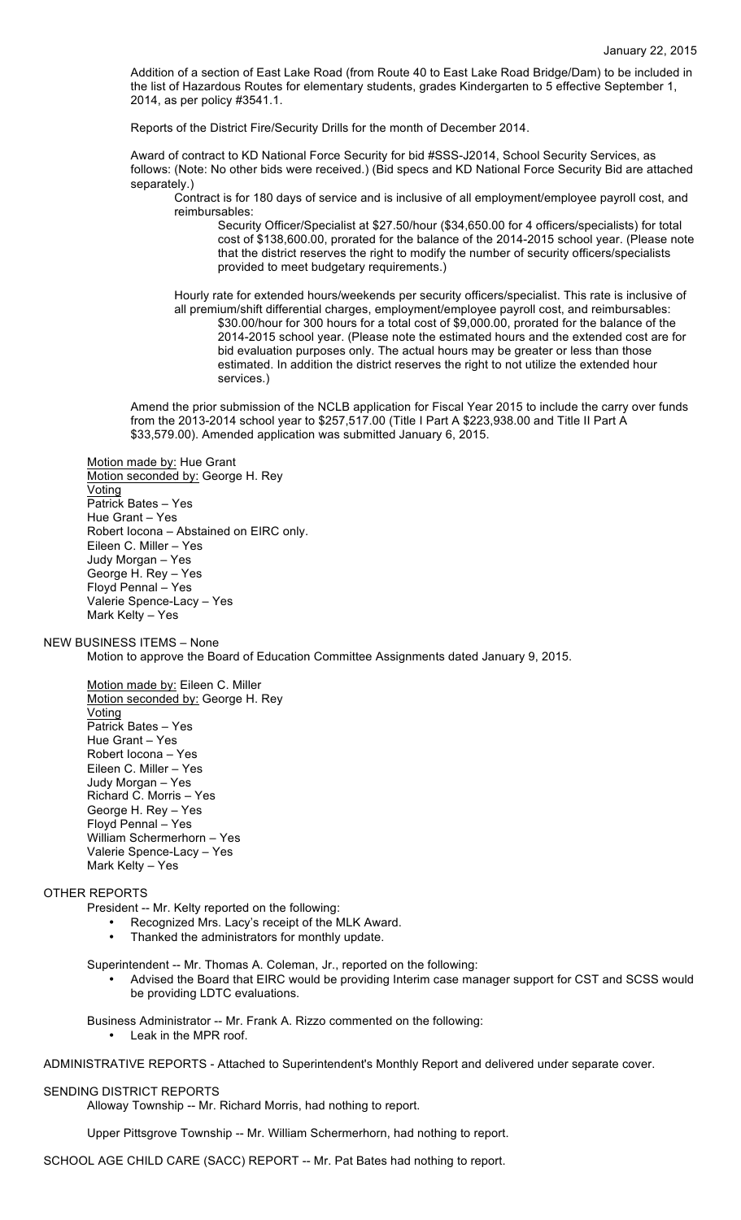January 22, 2015

Addition of a section of East Lake Road (from Route 40 to East Lake Road Bridge/Dam) to be included in the list of Hazardous Routes for elementary students, grades Kindergarten to 5 effective September 1, 2014, as per policy #3541.1.

Reports of the District Fire/Security Drills for the month of December 2014.

Award of contract to KD National Force Security for bid #SSS-J2014, School Security Services, as follows: (Note: No other bids were received.) (Bid specs and KD National Force Security Bid are attached separately.)

Contract is for 180 days of service and is inclusive of all employment/employee payroll cost, and reimbursables:

Security Officer/Specialist at $27.50/hour ($34,650.00 for 4 officers/specialists) for total cost of $138,600.00, prorated for the balance of the 2014-2015 school year. (Please note that the district reserves the right to modify the number of security officers/specialists provided to meet budgetary requirements.)

Hourly rate for extended hours/weekends per security officers/specialist. This rate is inclusive of all premium/shift differential charges, employment/employee payroll cost, and reimbursables:

$30.00/hour for 300 hours for a total cost of $9,000.00, prorated for the balance of the 2014-2015 school year. (Please note the estimated hours and the extended cost are for bid evaluation purposes only. The actual hours may be greater or less than those estimated. In addition the district reserves the right to not utilize the extended hour services.)

Amend the prior submission of the NCLB application for Fiscal Year 2015 to include the carry over funds from the 2013-2014 school year to $257,517.00 (Title I Part A $223,938.00 and Title II Part A $33,579.00). Amended application was submitted January 6, 2015.

<u>Motion made by:</u> Hue Grant
<u>Motion seconded by:</u> George H. Rey
<u>Voting</u>
Patrick Bates – Yes
Hue Grant – Yes
Robert Iocona – Abstained on EIRC only.
Eileen C. Miller – Yes
Judy Morgan – Yes
George H. Rey – Yes
Floyd Pennal – Yes
Valerie Spence-Lacy – Yes
Mark Kelty – Yes

NEW BUSINESS ITEMS – None

Motion to approve the Board of Education Committee Assignments dated January 9, 2015.

<u>Motion made by:</u> Eileen C. Miller
<u>Motion seconded by:</u> George H. Rey
<u>Voting</u>
Patrick Bates – Yes
Hue Grant – Yes
Robert Iocona – Yes
Eileen C. Miller – Yes
Judy Morgan – Yes
Richard C. Morris – Yes
George H. Rey – Yes
Floyd Pennal – Yes
William Schermerhorn – Yes
Valerie Spence-Lacy – Yes
Mark Kelty – Yes

OTHER REPORTS

President -- Mr. Kelty reported on the following:

- Recognized Mrs. Lacy's receipt of the MLK Award.
- Thanked the administrators for monthly update.

Superintendent -- Mr. Thomas A. Coleman, Jr., reported on the following:

- Advised the Board that EIRC would be providing Interim case manager support for CST and SCSS would be providing LDTC evaluations.

Business Administrator -- Mr. Frank A. Rizzo commented on the following:

- Leak in the MPR roof.

ADMINISTRATIVE REPORTS - Attached to Superintendent's Monthly Report and delivered under separate cover.

SENDING DISTRICT REPORTS

Alloway Township -- Mr. Richard Morris, had nothing to report.

Upper Pittsgrove Township -- Mr. William Schermerhorn, had nothing to report.

SCHOOL AGE CHILD CARE (SACC) REPORT -- Mr. Pat Bates had nothing to report.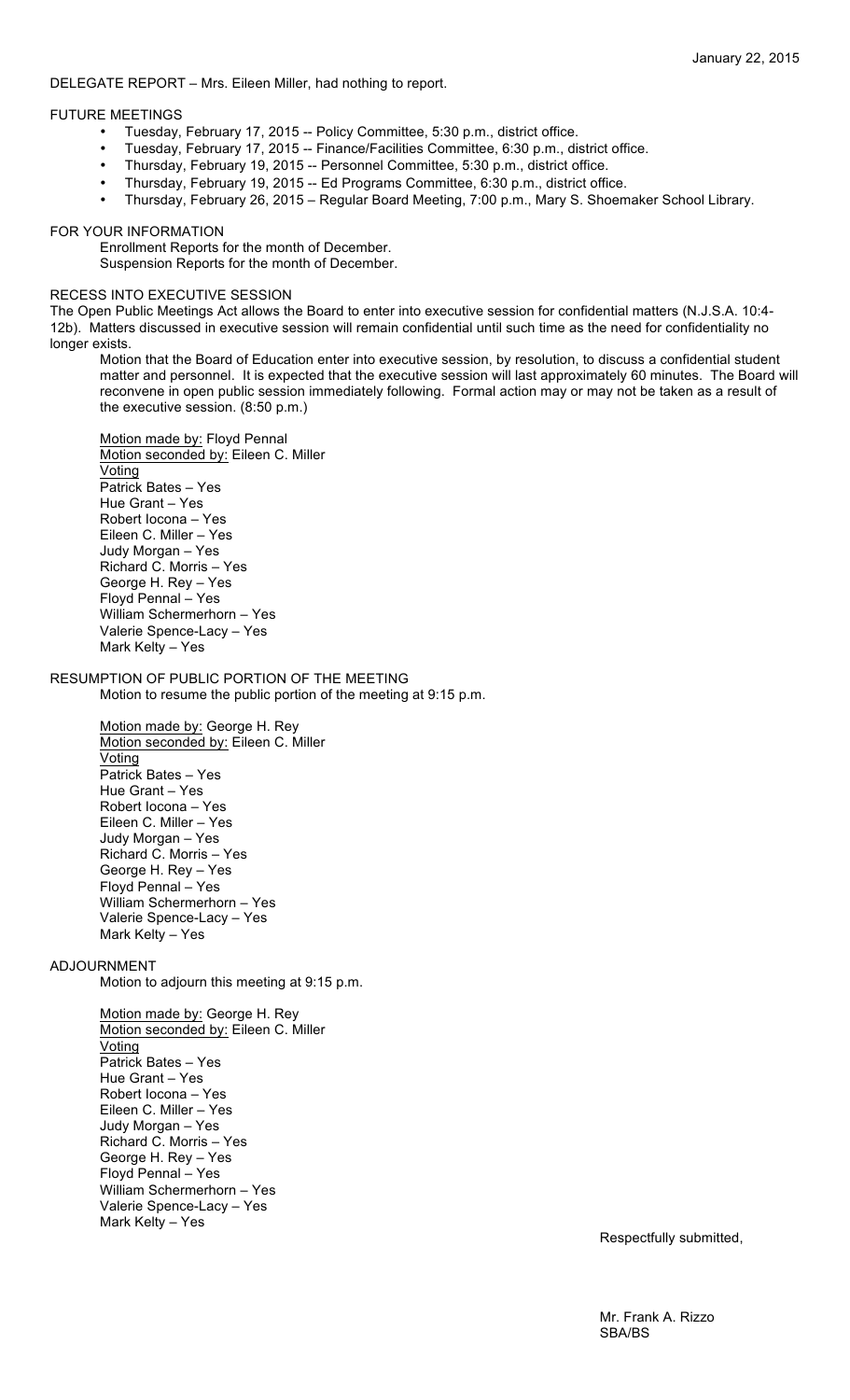DELEGATE REPORT – Mrs. Eileen Miller, had nothing to report.

FUTURE MEETINGS

- Tuesday, February 17, 2015 -- Policy Committee, 5:30 p.m., district office.
- Tuesday, February 17, 2015 -- Finance/Facilities Committee, 6:30 p.m., district office.
- Thursday, February 19, 2015 -- Personnel Committee, 5:30 p.m., district office.
- Thursday, February 19, 2015 -- Ed Programs Committee, 6:30 p.m., district office.
- Thursday, February 26, 2015 – Regular Board Meeting, 7:00 p.m., Mary S. Shoemaker School Library.

FOR YOUR INFORMATION

Enrollment Reports for the month of December.
Suspension Reports for the month of December.

RECESS INTO EXECUTIVE SESSION

The Open Public Meetings Act allows the Board to enter into executive session for confidential matters (N.J.S.A. 10:4-12b). Matters discussed in executive session will remain confidential until such time as the need for confidentiality no longer exists.

Motion that the Board of Education enter into executive session, by resolution, to discuss a confidential student matter and personnel. It is expected that the executive session will last approximately 60 minutes. The Board will reconvene in open public session immediately following. Formal action may or may not be taken as a result of the executive session. (8:50 p.m.)

Motion made by: Floyd Pennal
Motion seconded by: Eileen C. Miller
Voting
Patrick Bates – Yes
Hue Grant – Yes
Robert Iocona – Yes
Eileen C. Miller – Yes
Judy Morgan – Yes
Richard C. Morris – Yes
George H. Rey – Yes
Floyd Pennal – Yes
William Schermerhorn – Yes
Valerie Spence-Lacy – Yes
Mark Kelty – Yes

RESUMPTION OF PUBLIC PORTION OF THE MEETING

Motion to resume the public portion of the meeting at 9:15 p.m.

Motion made by: George H. Rey
Motion seconded by: Eileen C. Miller
Voting
Patrick Bates – Yes
Hue Grant – Yes
Robert Iocona – Yes
Eileen C. Miller – Yes
Judy Morgan – Yes
Richard C. Morris – Yes
George H. Rey – Yes
Floyd Pennal – Yes
William Schermerhorn – Yes
Valerie Spence-Lacy – Yes
Mark Kelty – Yes

ADJOURNMENT

Motion to adjourn this meeting at 9:15 p.m.

Motion made by: George H. Rey
Motion seconded by: Eileen C. Miller
Voting
Patrick Bates – Yes
Hue Grant – Yes
Robert Iocona – Yes
Eileen C. Miller – Yes
Judy Morgan – Yes
Richard C. Morris – Yes
George H. Rey – Yes
Floyd Pennal – Yes
William Schermerhorn – Yes
Valerie Spence-Lacy – Yes
Mark Kelty – Yes

Respectfully submitted,

Mr. Frank A. Rizzo
SBA/BS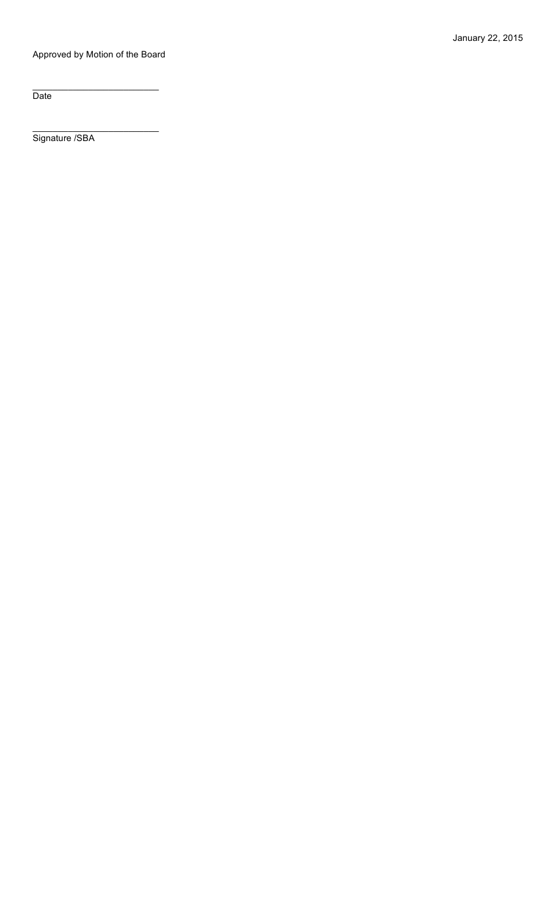January 22, 2015

Approved by Motion of the Board

\_\_\_\_\_\_\_\_\_\_\_\_\_\_\_\_\_\_\_\_\_\_\_\_\_\_
Date

\_\_\_\_\_\_\_\_\_\_\_\_\_\_\_\_\_\_\_\_\_\_\_\_\_\_
Signature /SBA